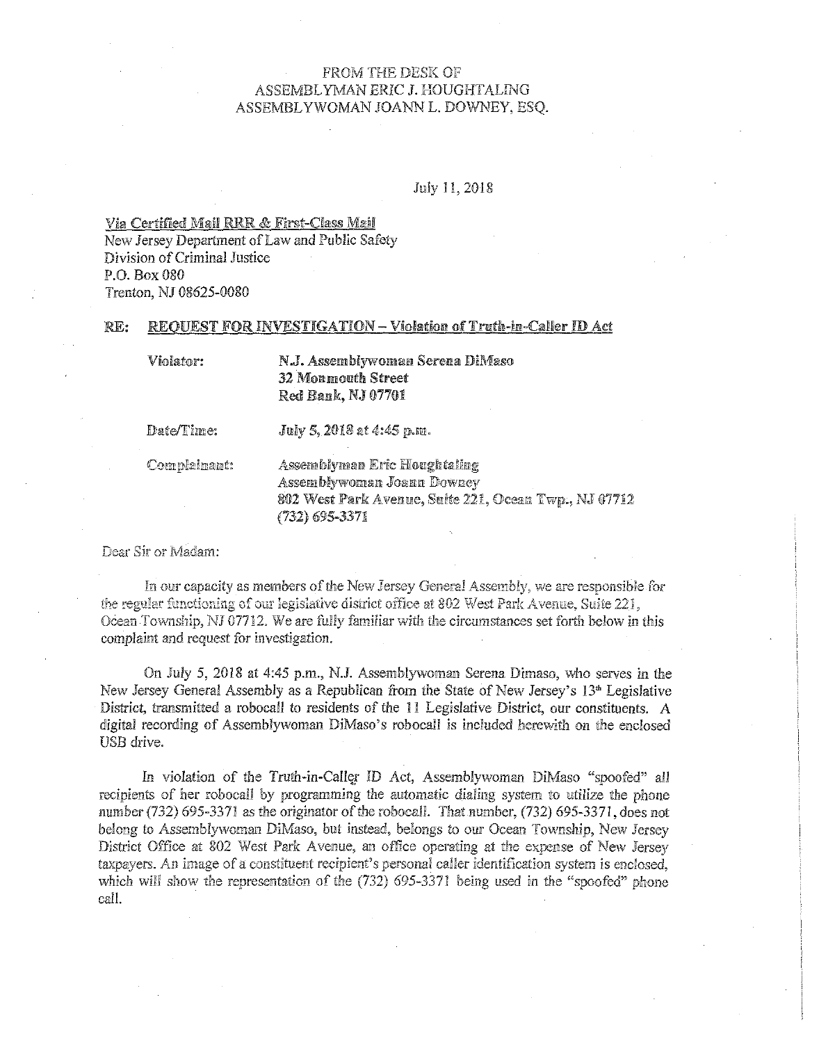FROM THE DESK OF
ASSEMBLYMAN ERIC J. HOUGHTALING
ASSEMBLYWOMAN JOANN L. DOWNEY, ESQ.

July 11, 2018

Via Certified Mail RRR & First-Class Mail
New Jersey Department of Law and Public Safety
Division of Criminal Justice
P.O. Box 080
Trenton, NJ 08625-0080

**RE: REQUEST FOR INVESTIGATION – Violation of Truth-in-Caller ID Act**

| | |
|---|---|
| Violator: | **N.J. Assemblywoman Serena DiMaso**<br>**32 Monmouth Street**<br>**Red Bank, NJ 07701** |
| Date/Time: | July 5, 2018 at 4:45 p.m. |
| Complainant: | Assemblyman Eric Houghtaling<br>Assemblywoman Joann Downey<br>802 West Park Avenue, Suite 221, Ocean Twp., NJ 07712<br>(732) 695-3371 |

Dear Sir or Madam:

In our capacity as members of the New Jersey General Assembly, we are responsible for the regular functioning of our legislative district office at 802 West Park Avenue, Suite 221, Ocean Township, NJ 07712. We are fully familiar with the circumstances set forth below in this complaint and request for investigation.

On July 5, 2018 at 4:45 p.m., N.J. Assemblywoman Serena Dimaso, who serves in the New Jersey General Assembly as a Republican from the State of New Jersey's 13th Legislative District, transmitted a robocall to residents of the 11 Legislative District, our constituents. A digital recording of Assemblywoman DiMaso's robocall is included herewith on the enclosed USB drive.

In violation of the Truth-in-Caller ID Act, Assemblywoman DiMaso "spoofed" all recipients of her robocall by programming the automatic dialing system to utilize the phone number (732) 695-3371 as the originator of the robocall. That number, (732) 695-3371, does not belong to Assemblywoman DiMaso, but instead, belongs to our Ocean Township, New Jersey District Office at 802 West Park Avenue, an office operating at the expense of New Jersey taxpayers. An image of a constituent recipient's personal caller identification system is enclosed, which will show the representation of the (732) 695-3371 being used in the "spoofed" phone call.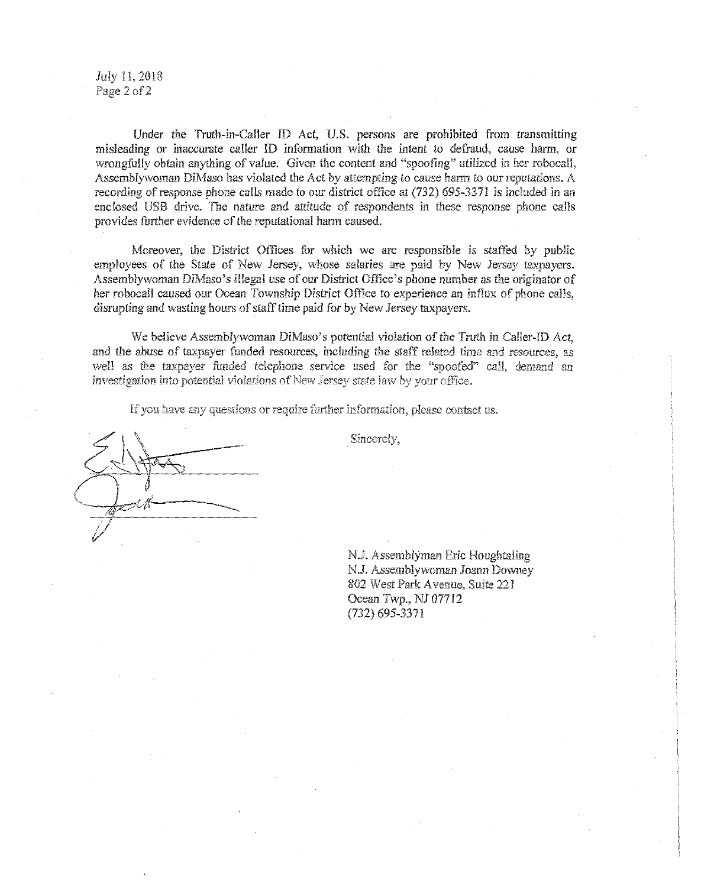July 11, 2018
Page 2 of 2

Under the Truth-in-Caller ID Act, U.S. persons are prohibited from transmitting misleading or inaccurate caller ID information with the intent to defraud, cause harm, or wrongfully obtain anything of value. Given the content and "spoofing" utilized in her robocall, Assemblywoman DiMaso has violated the Act by attempting to cause harm to our reputations. A recording of response phone calls made to our district office at (732) 695-3371 is included in an enclosed USB drive. The nature and attitude of respondents in these response phone calls provides further evidence of the reputational harm caused.

Moreover, the District Offices for which we are responsible is staffed by public employees of the State of New Jersey, whose salaries are paid by New Jersey taxpayers. Assemblywoman DiMaso's illegal use of our District Office's phone number as the originator of her robocall caused our Ocean Township District Office to experience an influx of phone calls, disrupting and wasting hours of staff time paid for by New Jersey taxpayers.

We believe Assemblywoman DiMaso's potential violation of the Truth in Caller-ID Act, and the abuse of taxpayer funded resources, including the staff related time and resources, as well as the taxpayer funded telephone service used for the "spoofed" call, demand an investigation into potential violations of New Jersey state law by your office.

If you have any questions or require further information, please contact us.

Sincerely,

N.J. Assemblyman Eric Houghtaling
N.J. Assemblywoman Joann Downey
802 West Park Avenue, Suite 221
Ocean Twp., NJ 07712
(732) 695-3371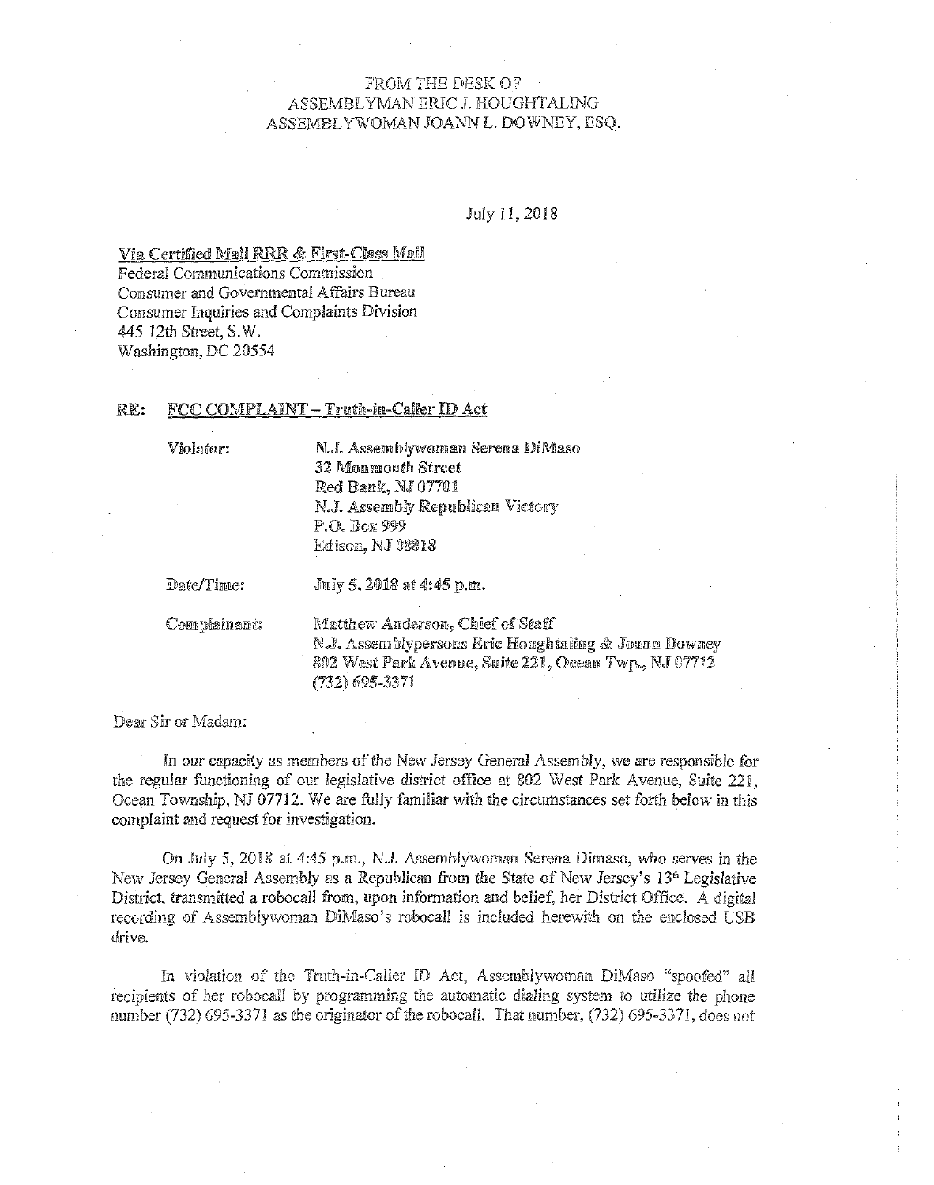FROM THE DESK OF
ASSEMBLYMAN ERIC J. HOUGHTALING
ASSEMBLYWOMAN JOANN L. DOWNEY, ESQ.

July 11, 2018

Via Certified Mail RRR & First-Class Mail
Federal Communications Commission
Consumer and Governmental Affairs Bureau
Consumer Inquiries and Complaints Division
445 12th Street, S.W.
Washington, DC 20554

RE: FCC COMPLAINT – Truth-in-Caller ID Act

Violator: N.J. Assemblywoman Serena DiMaso
32 Monmouth Street
Red Bank, NJ 07701
N.J. Assembly Republican Victory
P.O. Box 999
Edison, NJ 08818

Date/Time: July 5, 2018 at 4:45 p.m.

Complainant: Matthew Anderson, Chief of Staff
N.J. Assemblypersons Eric Houghtaling & Joann Downey
802 West Park Avenue, Suite 221, Ocean Twp., NJ 07712
(732) 695-3371

Dear Sir or Madam:

In our capacity as members of the New Jersey General Assembly, we are responsible for the regular functioning of our legislative district office at 802 West Park Avenue, Suite 221, Ocean Township, NJ 07712. We are fully familiar with the circumstances set forth below in this complaint and request for investigation.

On July 5, 2018 at 4:45 p.m., N.J. Assemblywoman Serena Dimaso, who serves in the New Jersey General Assembly as a Republican from the State of New Jersey's 13th Legislative District, transmitted a robocall from, upon information and belief, her District Office. A digital recording of Assemblywoman DiMaso's robocall is included herewith on the enclosed USB drive.

In violation of the Truth-in-Caller ID Act, Assemblywoman DiMaso "spoofed" all recipients of her robocall by programming the automatic dialing system to utilize the phone number (732) 695-3371 as the originator of the robocall. That number, (732) 695-3371, does not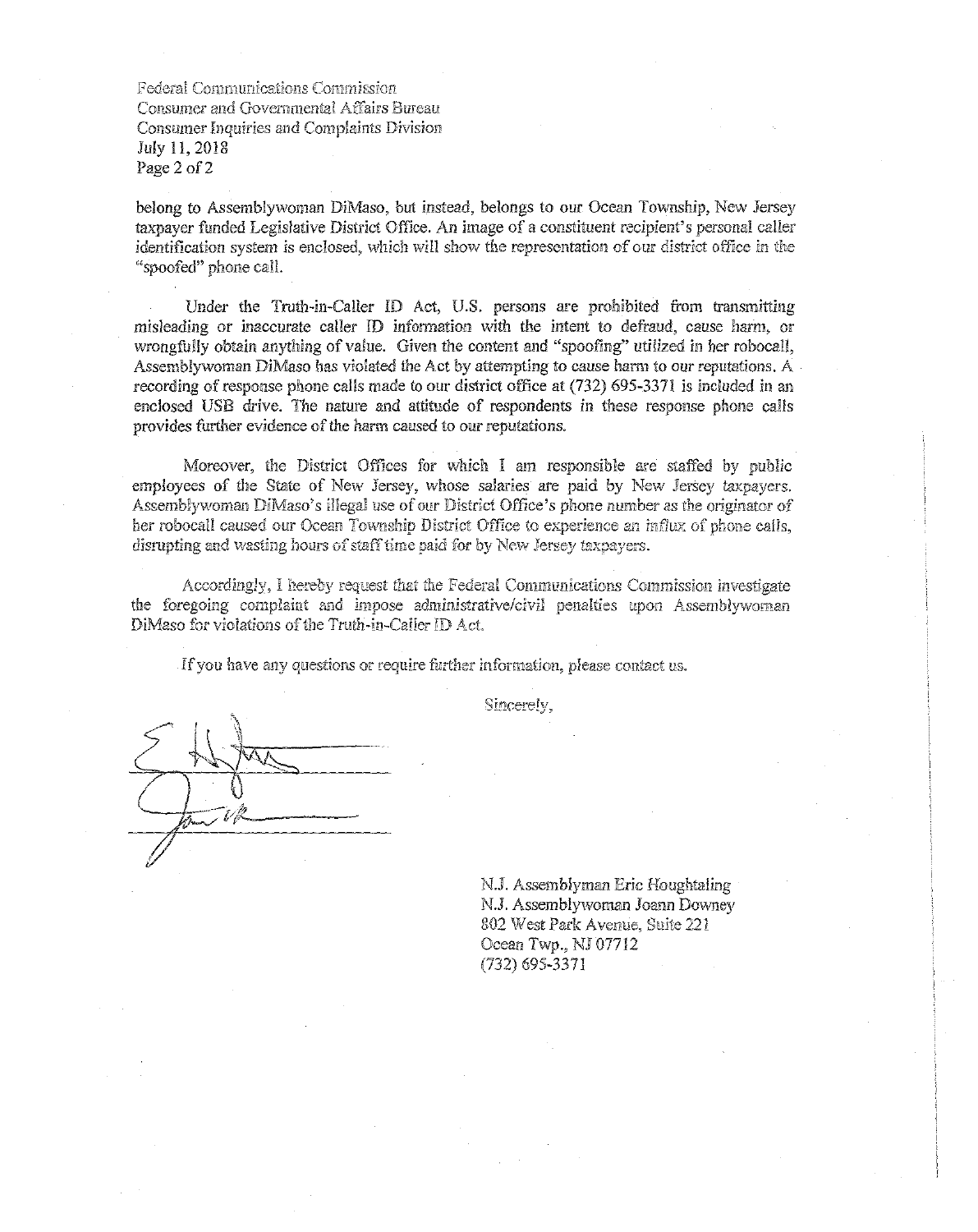belong to Assemblywoman DiMaso, but instead, belongs to our Ocean Township, New Jersey taxpayer funded Legislative District Office. An image of a constituent recipient's personal caller identification system is enclosed, which will show the representation of our district office in the "spoofed" phone call.

Under the Truth-in-Caller ID Act, U.S. persons are prohibited from transmitting misleading or inaccurate caller ID information with the intent to defraud, cause harm, or wrongfully obtain anything of value. Given the content and "spoofing" utilized in her robocall, Assemblywoman DiMaso has violated the Act by attempting to cause harm to our reputations. A recording of response phone calls made to our district office at (732) 695-3371 is included in an enclosed USB drive. The nature and attitude of respondents in these response phone calls provides further evidence of the harm caused to our reputations.

Moreover, the District Offices for which I am responsible are staffed by public employees of the State of New Jersey, whose salaries are paid by New Jersey taxpayers. Assemblywoman DiMaso's illegal use of our District Office's phone number as the originator of her robocall caused our Ocean Township District Office to experience an influx of phone calls, disrupting and wasting hours of staff time paid for by New Jersey taxpayers.

Accordingly, I hereby request that the Federal Communications Commission investigate the foregoing complaint and impose administrative/civil penalties upon Assemblywoman DiMaso for violations of the Truth-in-Caller ID Act.

If you have any questions or require further information, please contact us.

Sincerely,

N.J. Assemblyman Eric Houghtaling
N.J. Assemblywoman Joann Downey
802 West Park Avenue, Suite 221
Ocean Twp., NJ 07712
(732) 695-3371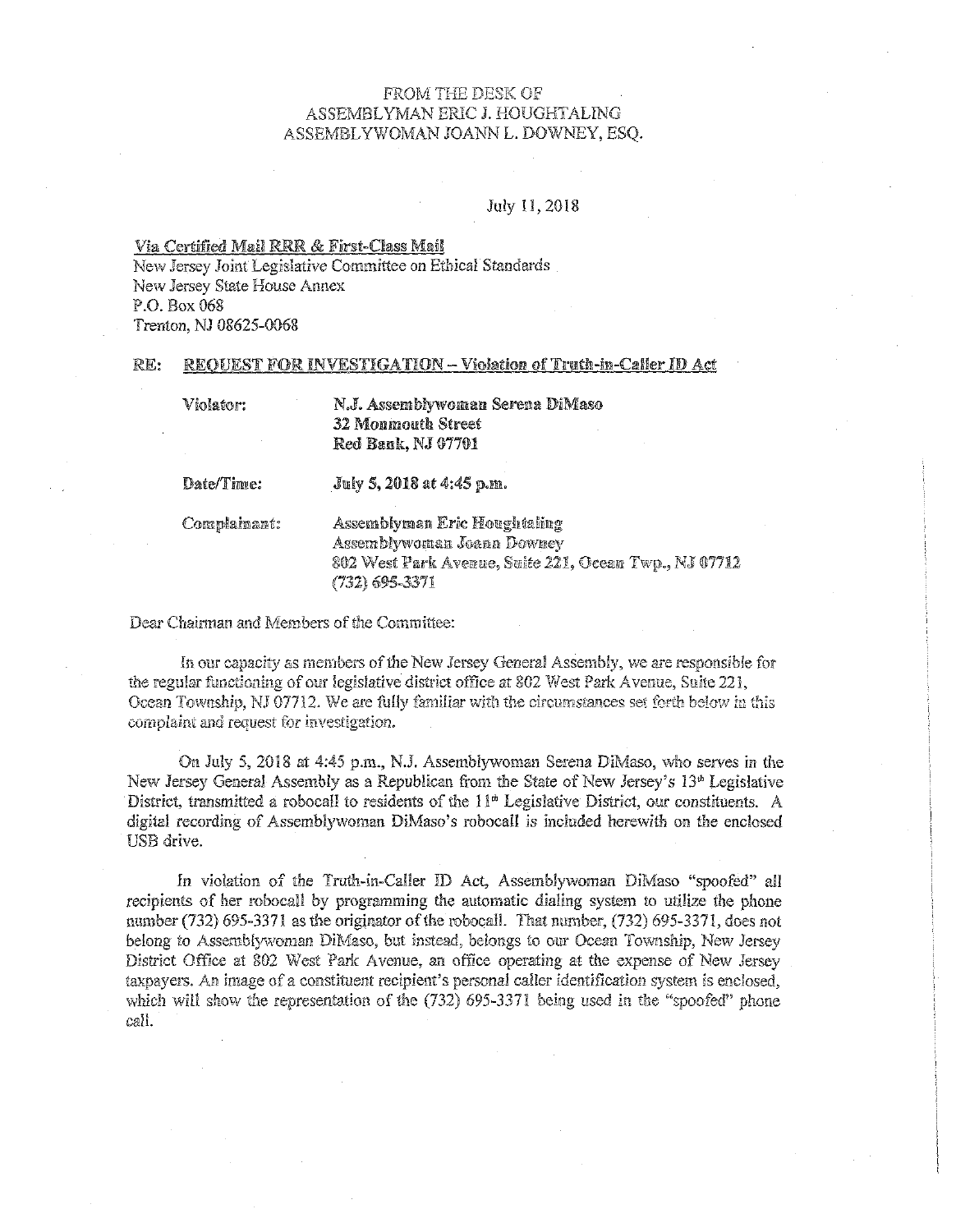FROM THE DESK OF
ASSEMBLYMAN ERIC J. HOUGHTALING
ASSEMBLYWOMAN JOANN L. DOWNEY, ESQ.

July 11, 2018

Via Certified Mail RRR & First-Class Mail
New Jersey Joint Legislative Committee on Ethical Standards
New Jersey State House Annex
P.O. Box 068
Trenton, NJ 08625-0068

RE: **REQUEST FOR INVESTIGATION – Violation of Truth-in-Caller ID Act**

| | |
|---|---|
| Violator: | **N.J. Assemblywoman Serena DiMaso**<br>**32 Monmouth Street**<br>**Red Bank, NJ 07701** |
| Date/Time: | **July 5, 2018 at 4:45 p.m.** |
| Complainant: | Assemblyman Eric Houghtaling<br>Assemblywoman Joann Downey<br>802 West Park Avenue, Suite 221, Ocean Twp., NJ 07712<br>(732) 695-3371 |

Dear Chairman and Members of the Committee:

In our capacity as members of the New Jersey General Assembly, we are responsible for the regular functioning of our legislative district office at 802 West Park Avenue, Suite 221, Ocean Township, NJ 07712. We are fully familiar with the circumstances set forth below in this complaint and request for investigation.

On July 5, 2018 at 4:45 p.m., N.J. Assemblywoman Serena DiMaso, who serves in the New Jersey General Assembly as a Republican from the State of New Jersey's 13th Legislative District, transmitted a robocall to residents of the 11th Legislative District, our constituents. A digital recording of Assemblywoman DiMaso's robocall is included herewith on the enclosed USB drive.

In violation of the Truth-in-Caller ID Act, Assemblywoman DiMaso "spoofed" all recipients of her robocall by programming the automatic dialing system to utilize the phone number (732) 695-3371 as the originator of the robocall. That number, (732) 695-3371, does not belong to Assemblywoman DiMaso, but instead, belongs to our Ocean Township, New Jersey District Office at 802 West Park Avenue, an office operating at the expense of New Jersey taxpayers. An image of a constituent recipient's personal caller identification system is enclosed, which will show the representation of the (732) 695-3371 being used in the "spoofed" phone call.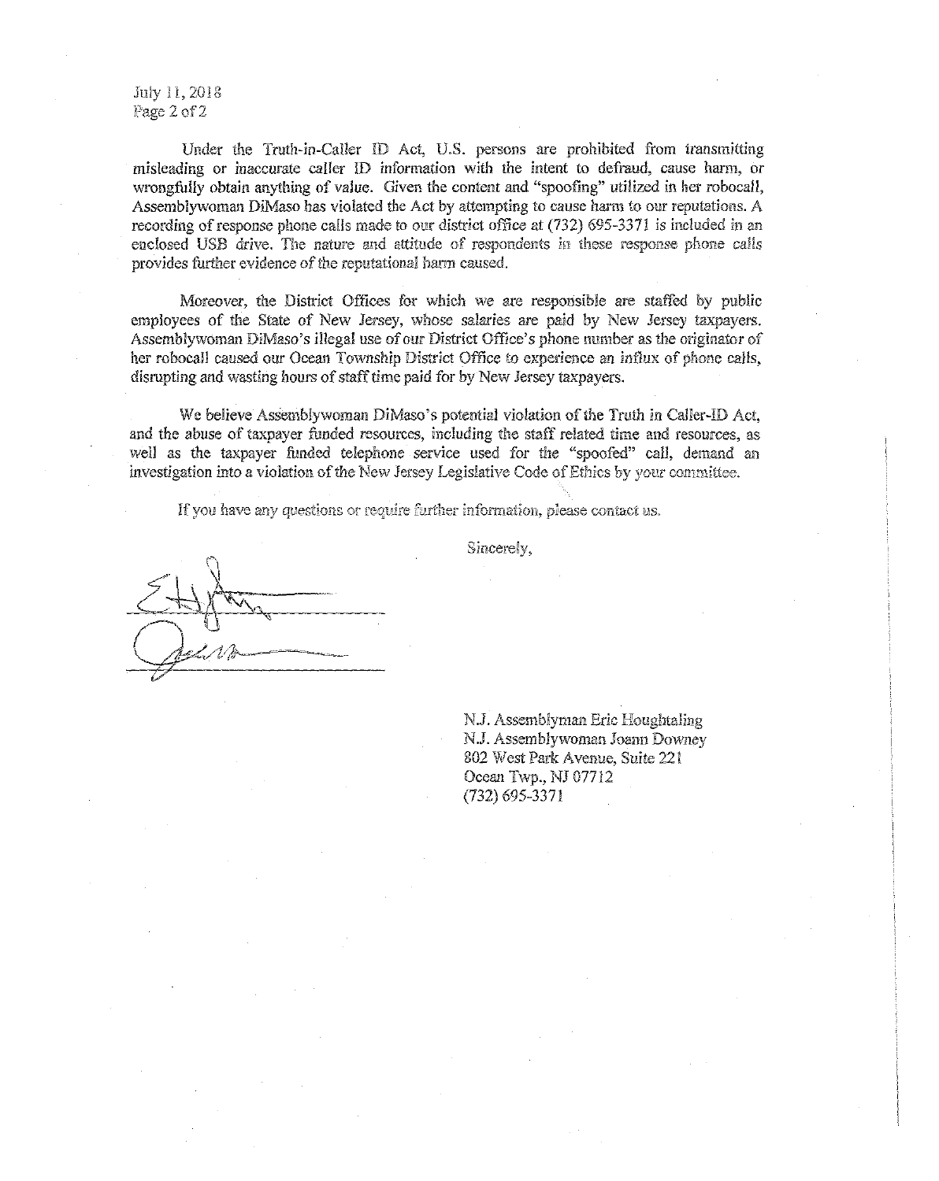July 11, 2018
Page 2 of 2

Under the Truth-in-Caller ID Act, U.S. persons are prohibited from transmitting misleading or inaccurate caller ID information with the intent to defraud, cause harm, or wrongfully obtain anything of value. Given the content and "spoofing" utilized in her robocall, Assemblywoman DiMaso has violated the Act by attempting to cause harm to our reputations. A recording of response phone calls made to our district office at (732) 695-3371 is included in an enclosed USB drive. The nature and attitude of respondents in these response phone calls provides further evidence of the reputational harm caused.

Moreover, the District Offices for which we are responsible are staffed by public employees of the State of New Jersey, whose salaries are paid by New Jersey taxpayers. Assemblywoman DiMaso's illegal use of our District Office's phone number as the originator of her robocall caused our Ocean Township District Office to experience an influx of phone calls, disrupting and wasting hours of staff time paid for by New Jersey taxpayers.

We believe Assemblywoman DiMaso's potential violation of the Truth in Caller-ID Act, and the abuse of taxpayer funded resources, including the staff related time and resources, as well as the taxpayer funded telephone service used for the "spoofed" call, demand an investigation into a violation of the New Jersey Legislative Code of Ethics by your committee.

If you have any questions or require further information, please contact us.

Sincerely,

N.J. Assemblyman Eric Houghtaling
N.J. Assemblywoman Joann Downey
802 West Park Avenue, Suite 221
Ocean Twp., NJ 07712
(732) 695-3371